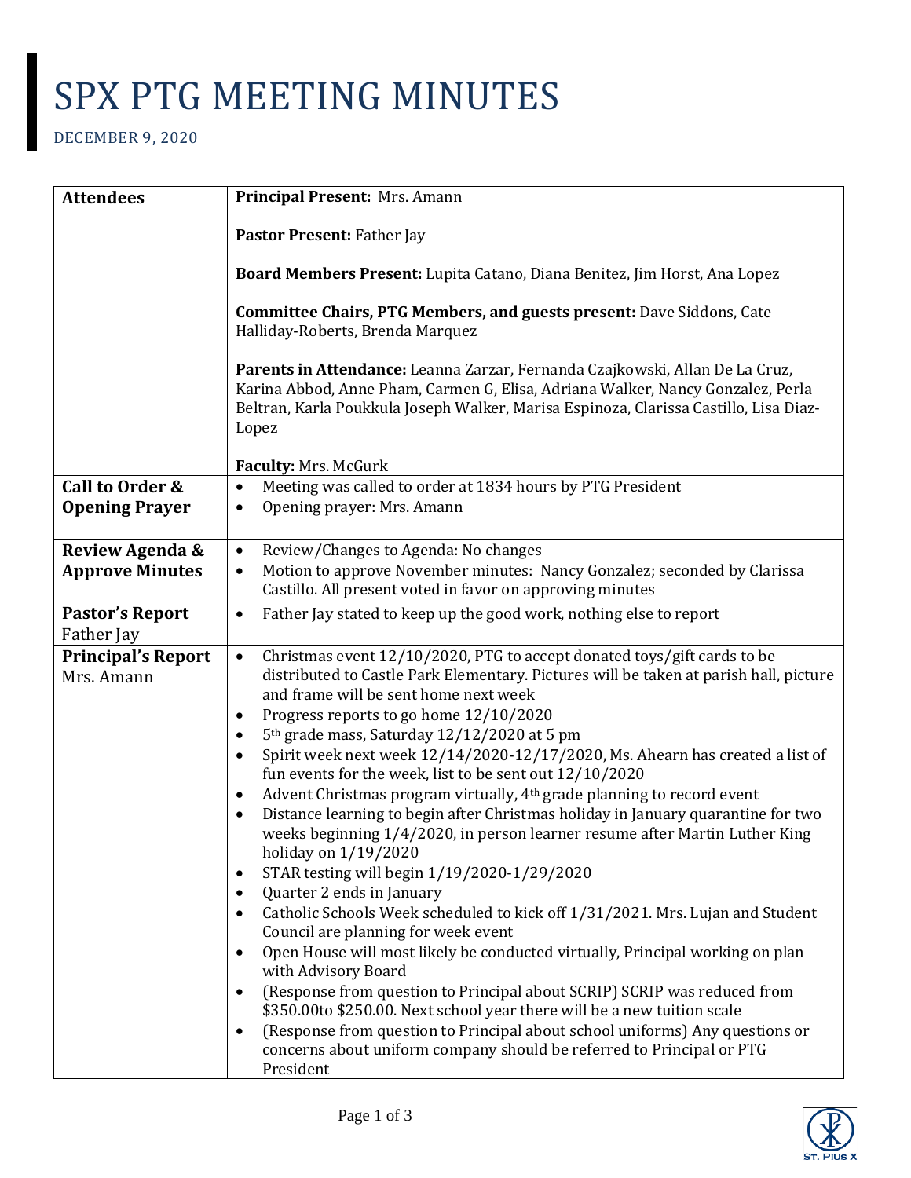# SPX PTG MEETING MINUTES

DECEMBER 9, 2020

| | |
|---|---|
| **Attendees** | **Principal Present:** Mrs. Amann<br><br>**Pastor Present:** Father Jay<br><br>**Board Members Present:** Lupita Catano, Diana Benitez, Jim Horst, Ana Lopez<br><br>**Committee Chairs, PTG Members, and guests present:** Dave Siddons, Cate Halliday-Roberts, Brenda Marquez<br><br>**Parents in Attendance:** Leanna Zarzar, Fernanda Czajkowski, Allan De La Cruz, Karina Abbod, Anne Pham, Carmen G, Elisa, Adriana Walker, Nancy Gonzalez, Perla Beltran, Karla Poukkula Joseph Walker, Marisa Espinoza, Clarissa Castillo, Lisa Diaz-Lopez<br><br>**Faculty:** Mrs. McGurk |
| **Call to Order & Opening Prayer** | • Meeting was called to order at 1834 hours by PTG President<br>• Opening prayer: Mrs. Amann |
| **Review Agenda & Approve Minutes** | • Review/Changes to Agenda: No changes<br>• Motion to approve November minutes: Nancy Gonzalez; seconded by Clarissa Castillo. All present voted in favor on approving minutes |
| **Pastor's Report** Father Jay | • Father Jay stated to keep up the good work, nothing else to report |
| **Principal's Report** Mrs. Amann | • Christmas event 12/10/2020, PTG to accept donated toys/gift cards to be distributed to Castle Park Elementary. Pictures will be taken at parish hall, picture and frame will be sent home next week<br>• Progress reports to go home 12/10/2020<br>• 5th grade mass, Saturday 12/12/2020 at 5 pm<br>• Spirit week next week 12/14/2020-12/17/2020, Ms. Ahearn has created a list of fun events for the week, list to be sent out 12/10/2020<br>• Advent Christmas program virtually, 4th grade planning to record event<br>• Distance learning to begin after Christmas holiday in January quarantine for two weeks beginning 1/4/2020, in person learner resume after Martin Luther King holiday on 1/19/2020<br>• STAR testing will begin 1/19/2020-1/29/2020<br>• Quarter 2 ends in January<br>• Catholic Schools Week scheduled to kick off 1/31/2021. Mrs. Lujan and Student Council are planning for week event<br>• Open House will most likely be conducted virtually, Principal working on plan with Advisory Board<br>• (Response from question to Principal about SCRIP) SCRIP was reduced from $350.00to $250.00. Next school year there will be a new tuition scale<br>• (Response from question to Principal about school uniforms) Any questions or concerns about uniform company should be referred to Principal or PTG President |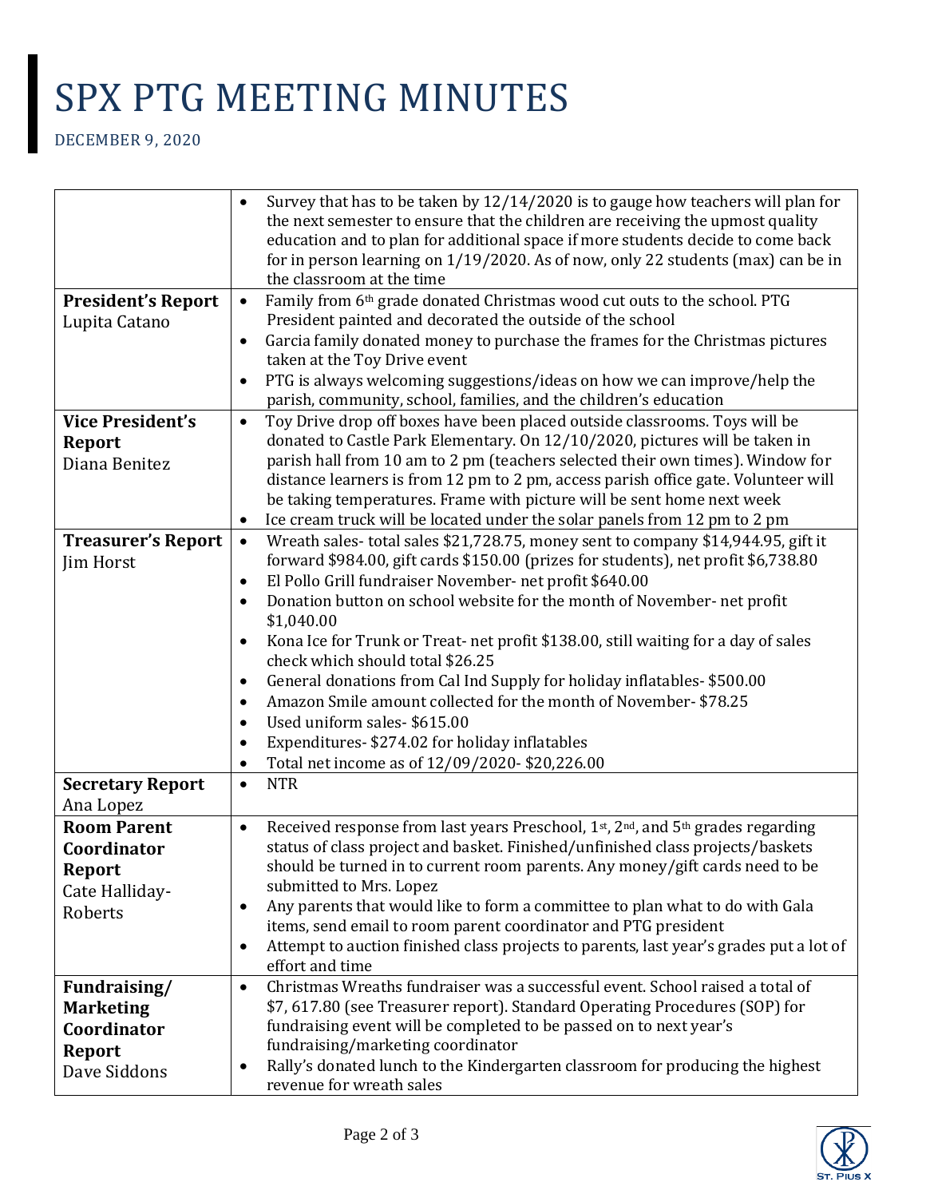# SPX PTG MEETING MINUTES

DECEMBER 9, 2020

| | |
|---|---|
| | • Survey that has to be taken by 12/14/2020 is to gauge how teachers will plan for the next semester to ensure that the children are receiving the upmost quality education and to plan for additional space if more students decide to come back for in person learning on 1/19/2020. As of now, only 22 students (max) can be in the classroom at the time |
| **President's Report** Lupita Catano | • Family from 6th grade donated Christmas wood cut outs to the school. PTG President painted and decorated the outside of the school<br>• Garcia family donated money to purchase the frames for the Christmas pictures taken at the Toy Drive event<br>• PTG is always welcoming suggestions/ideas on how we can improve/help the parish, community, school, families, and the children's education |
| **Vice President's Report** Diana Benitez | • Toy Drive drop off boxes have been placed outside classrooms. Toys will be donated to Castle Park Elementary. On 12/10/2020, pictures will be taken in parish hall from 10 am to 2 pm (teachers selected their own times). Window for distance learners is from 12 pm to 2 pm, access parish office gate. Volunteer will be taking temperatures. Frame with picture will be sent home next week<br>• Ice cream truck will be located under the solar panels from 12 pm to 2 pm |
| **Treasurer's Report** Jim Horst | • Wreath sales- total sales $21,728.75, money sent to company $14,944.95, gift it forward $984.00, gift cards $150.00 (prizes for students), net profit $6,738.80<br>• El Pollo Grill fundraiser November- net profit $640.00<br>• Donation button on school website for the month of November- net profit $1,040.00<br>• Kona Ice for Trunk or Treat- net profit $138.00, still waiting for a day of sales check which should total $26.25<br>• General donations from Cal Ind Supply for holiday inflatables- $500.00<br>• Amazon Smile amount collected for the month of November- $78.25<br>• Used uniform sales- $615.00<br>• Expenditures- $274.02 for holiday inflatables<br>• Total net income as of 12/09/2020- $20,226.00 |
| **Secretary Report** Ana Lopez | • NTR |
| **Room Parent Coordinator Report** Cate Halliday-Roberts | • Received response from last years Preschool, 1st, 2nd, and 5th grades regarding status of class project and basket. Finished/unfinished class projects/baskets should be turned in to current room parents. Any money/gift cards need to be submitted to Mrs. Lopez<br>• Any parents that would like to form a committee to plan what to do with Gala items, send email to room parent coordinator and PTG president<br>• Attempt to auction finished class projects to parents, last year's grades put a lot of effort and time |
| **Fundraising/ Marketing Coordinator Report** Dave Siddons | • Christmas Wreaths fundraiser was a successful event. School raised a total of $7, 617.80 (see Treasurer report). Standard Operating Procedures (SOP) for fundraising event will be completed to be passed on to next year's fundraising/marketing coordinator<br>• Rally's donated lunch to the Kindergarten classroom for producing the highest revenue for wreath sales |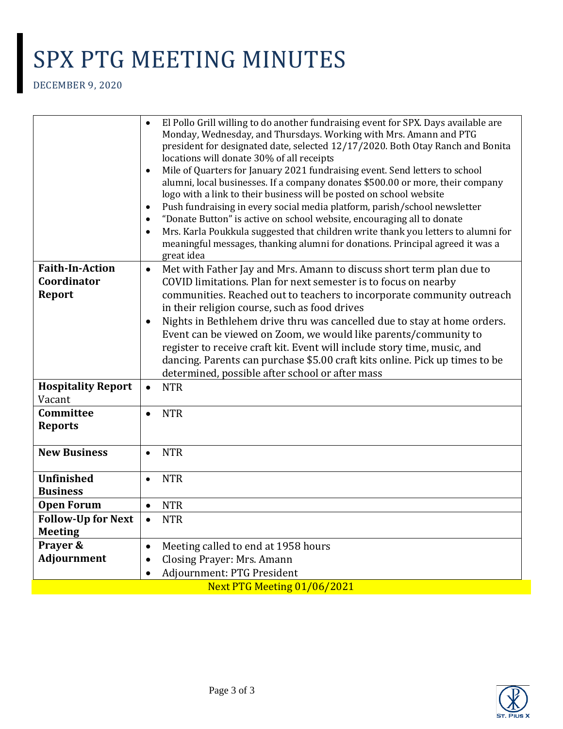# SPX PTG MEETING MINUTES

DECEMBER 9, 2020

| | |
|---|---|
| | • El Pollo Grill willing to do another fundraising event for SPX. Days available are Monday, Wednesday, and Thursdays. Working with Mrs. Amann and PTG president for designated date, selected 12/17/2020. Both Otay Ranch and Bonita locations will donate 30% of all receipts<br>• Mile of Quarters for January 2021 fundraising event. Send letters to school alumni, local businesses. If a company donates $500.00 or more, their company logo with a link to their business will be posted on school website<br>• Push fundraising in every social media platform, parish/school newsletter<br>• "Donate Button" is active on school website, encouraging all to donate<br>• Mrs. Karla Poukkula suggested that children write thank you letters to alumni for meaningful messages, thanking alumni for donations. Principal agreed it was a great idea |
| **Faith-In-Action Coordinator Report** | • Met with Father Jay and Mrs. Amann to discuss short term plan due to COVID limitations. Plan for next semester is to focus on nearby communities. Reached out to teachers to incorporate community outreach in their religion course, such as food drives<br>• Nights in Bethlehem drive thru was cancelled due to stay at home orders. Event can be viewed on Zoom, we would like parents/community to register to receive craft kit. Event will include story time, music, and dancing. Parents can purchase $5.00 craft kits online. Pick up times to be determined, possible after school or after mass |
| **Hospitality Report** Vacant | • NTR |
| **Committee Reports** | • NTR |
| **New Business** | • NTR |
| **Unfinished Business** | • NTR |
| **Open Forum** | • NTR |
| **Follow-Up for Next Meeting** | • NTR |
| **Prayer & Adjournment** | • Meeting called to end at 1958 hours<br>• Closing Prayer: Mrs. Amann<br>• Adjournment: PTG President |

Next PTG Meeting 01/06/2021